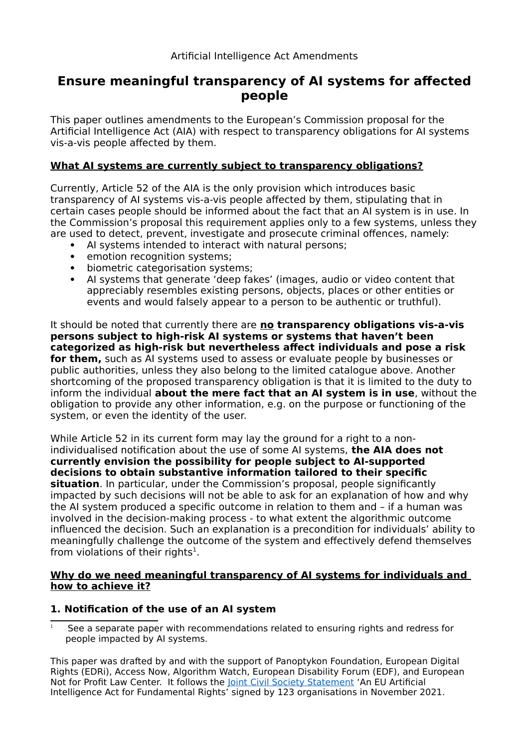Artificial Intelligence Act Amendments

# Ensure meaningful transparency of AI systems for affected people

This paper outlines amendments to the European's Commission proposal for the Artificial Intelligence Act (AIA) with respect to transparency obligations for AI systems vis-a-vis people affected by them.

## What AI systems are currently subject to transparency obligations?

Currently, Article 52 of the AIA is the only provision which introduces basic transparency of AI systems vis-a-vis people affected by them, stipulating that in certain cases people should be informed about the fact that an AI system is in use. In the Commission's proposal this requirement applies only to a few systems, unless they are used to detect, prevent, investigate and prosecute criminal offences, namely:

- AI systems intended to interact with natural persons;
- emotion recognition systems;
- biometric categorisation systems;
- AI systems that generate 'deep fakes' (images, audio or video content that appreciably resembles existing persons, objects, places or other entities or events and would falsely appear to a person to be authentic or truthful).

It should be noted that currently there are **no transparency obligations vis-a-vis persons subject to high-risk AI systems or systems that haven't been categorized as high-risk but nevertheless affect individuals and pose a risk for them,** such as AI systems used to assess or evaluate people by businesses or public authorities, unless they also belong to the limited catalogue above. Another shortcoming of the proposed transparency obligation is that it is limited to the duty to inform the individual **about the mere fact that an AI system is in use**, without the obligation to provide any other information, e.g. on the purpose or functioning of the system, or even the identity of the user.

While Article 52 in its current form may lay the ground for a right to a non-individualised notification about the use of some AI systems, **the AIA does not currently envision the possibility for people subject to AI-supported decisions to obtain substantive information tailored to their specific situation**. In particular, under the Commission's proposal, people significantly impacted by such decisions will not be able to ask for an explanation of how and why the AI system produced a specific outcome in relation to them and – if a human was involved in the decision-making process - to what extent the algorithmic outcome influenced the decision. Such an explanation is a precondition for individuals' ability to meaningfully challenge the outcome of the system and effectively defend themselves from violations of their rights[1].

## Why do we need meaningful transparency of AI systems for individuals and how to achieve it?

### 1. Notification of the use of an AI system

[1] See a separate paper with recommendations related to ensuring rights and redress for people impacted by AI systems.

This paper was drafted by and with the support of Panoptykon Foundation, European Digital Rights (EDRi), Access Now, Algorithm Watch, European Disability Forum (EDF), and European Not for Profit Law Center. It follows the Joint Civil Society Statement 'An EU Artificial Intelligence Act for Fundamental Rights' signed by 123 organisations in November 2021.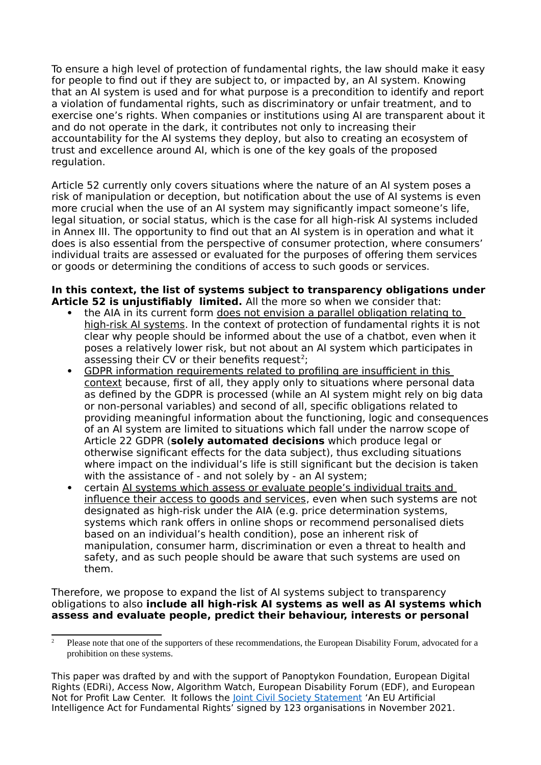To ensure a high level of protection of fundamental rights, the law should make it easy for people to find out if they are subject to, or impacted by, an AI system. Knowing that an AI system is used and for what purpose is a precondition to identify and report a violation of fundamental rights, such as discriminatory or unfair treatment, and to exercise one's rights. When companies or institutions using AI are transparent about it and do not operate in the dark, it contributes not only to increasing their accountability for the AI systems they deploy, but also to creating an ecosystem of trust and excellence around AI, which is one of the key goals of the proposed regulation.

Article 52 currently only covers situations where the nature of an AI system poses a risk of manipulation or deception, but notification about the use of AI systems is even more crucial when the use of an AI system may significantly impact someone's life, legal situation, or social status, which is the case for all high-risk AI systems included in Annex III. The opportunity to find out that an AI system is in operation and what it does is also essential from the perspective of consumer protection, where consumers' individual traits are assessed or evaluated for the purposes of offering them services or goods or determining the conditions of access to such goods or services.

**In this context, the list of systems subject to transparency obligations under Article 52 is unjustifiably limited.** All the more so when we consider that:

- the AIA in its current form does not envision a parallel obligation relating to high-risk AI systems. In the context of protection of fundamental rights it is not clear why people should be informed about the use of a chatbot, even when it poses a relatively lower risk, but not about an AI system which participates in assessing their CV or their benefits request[2];
- GDPR information requirements related to profiling are insufficient in this context because, first of all, they apply only to situations where personal data as defined by the GDPR is processed (while an AI system might rely on big data or non-personal variables) and second of all, specific obligations related to providing meaningful information about the functioning, logic and consequences of an AI system are limited to situations which fall under the narrow scope of Article 22 GDPR (**solely automated decisions** which produce legal or otherwise significant effects for the data subject), thus excluding situations where impact on the individual's life is still significant but the decision is taken with the assistance of - and not solely by - an AI system;
- certain AI systems which assess or evaluate people's individual traits and influence their access to goods and services, even when such systems are not designated as high-risk under the AIA (e.g. price determination systems, systems which rank offers in online shops or recommend personalised diets based on an individual's health condition), pose an inherent risk of manipulation, consumer harm, discrimination or even a threat to health and safety, and as such people should be aware that such systems are used on them.

Therefore, we propose to expand the list of AI systems subject to transparency obligations to also **include all high-risk AI systems as well as AI systems which assess and evaluate people, predict their behaviour, interests or personal**

[2] Please note that one of the supporters of these recommendations, the European Disability Forum, advocated for a prohibition on these systems.

This paper was drafted by and with the support of Panoptykon Foundation, European Digital Rights (EDRi), Access Now, Algorithm Watch, European Disability Forum (EDF), and European Not for Profit Law Center. It follows the Joint Civil Society Statement 'An EU Artificial Intelligence Act for Fundamental Rights' signed by 123 organisations in November 2021.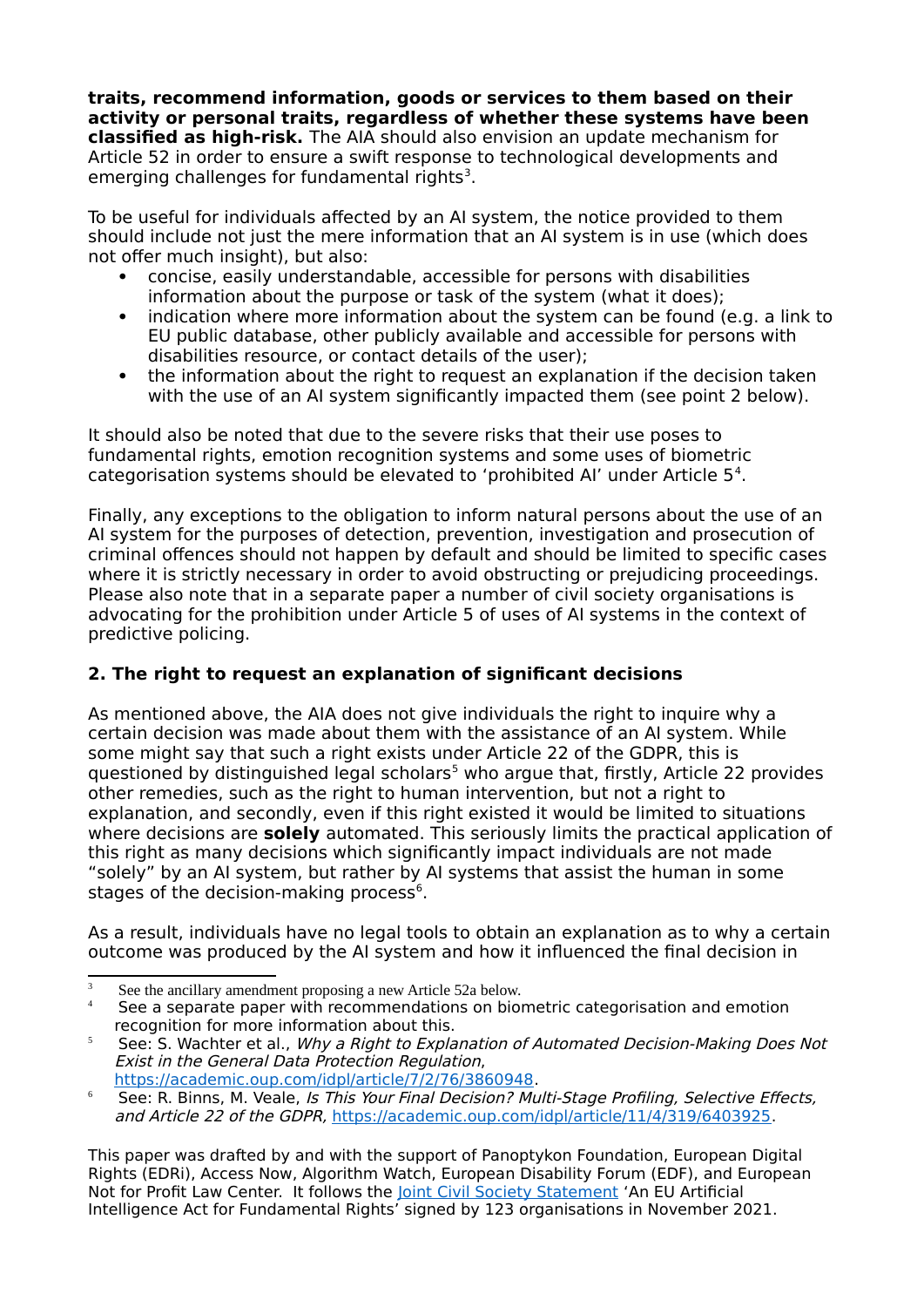**traits, recommend information, goods or services to them based on their activity or personal traits, regardless of whether these systems have been classified as high-risk.** The AIA should also envision an update mechanism for Article 52 in order to ensure a swift response to technological developments and emerging challenges for fundamental rights[3].

To be useful for individuals affected by an AI system, the notice provided to them should include not just the mere information that an AI system is in use (which does not offer much insight), but also:

- concise, easily understandable, accessible for persons with disabilities information about the purpose or task of the system (what it does);
- indication where more information about the system can be found (e.g. a link to EU public database, other publicly available and accessible for persons with disabilities resource, or contact details of the user);
- the information about the right to request an explanation if the decision taken with the use of an AI system significantly impacted them (see point 2 below).

It should also be noted that due to the severe risks that their use poses to fundamental rights, emotion recognition systems and some uses of biometric categorisation systems should be elevated to 'prohibited AI' under Article 5[4].

Finally, any exceptions to the obligation to inform natural persons about the use of an AI system for the purposes of detection, prevention, investigation and prosecution of criminal offences should not happen by default and should be limited to specific cases where it is strictly necessary in order to avoid obstructing or prejudicing proceedings. Please also note that in a separate paper a number of civil society organisations is advocating for the prohibition under Article 5 of uses of AI systems in the context of predictive policing.

### 2. The right to request an explanation of significant decisions

As mentioned above, the AIA does not give individuals the right to inquire why a certain decision was made about them with the assistance of an AI system. While some might say that such a right exists under Article 22 of the GDPR, this is questioned by distinguished legal scholars[5] who argue that, firstly, Article 22 provides other remedies, such as the right to human intervention, but not a right to explanation, and secondly, even if this right existed it would be limited to situations where decisions are **solely** automated. This seriously limits the practical application of this right as many decisions which significantly impact individuals are not made "solely" by an AI system, but rather by AI systems that assist the human in some stages of the decision-making process[6].

As a result, individuals have no legal tools to obtain an explanation as to why a certain outcome was produced by the AI system and how it influenced the final decision in

---

[3] See the ancillary amendment proposing a new Article 52a below.

[4] See a separate paper with recommendations on biometric categorisation and emotion recognition for more information about this.

[5] See: S. Wachter et al., *Why a Right to Explanation of Automated Decision-Making Does Not Exist in the General Data Protection Regulation*, https://academic.oup.com/idpl/article/7/2/76/3860948.

[6] See: R. Binns, M. Veale, *Is This Your Final Decision? Multi-Stage Profiling, Selective Effects, and Article 22 of the GDPR*, https://academic.oup.com/idpl/article/11/4/319/6403925.

This paper was drafted by and with the support of Panoptykon Foundation, European Digital Rights (EDRi), Access Now, Algorithm Watch, European Disability Forum (EDF), and European Not for Profit Law Center. It follows the Joint Civil Society Statement 'An EU Artificial Intelligence Act for Fundamental Rights' signed by 123 organisations in November 2021.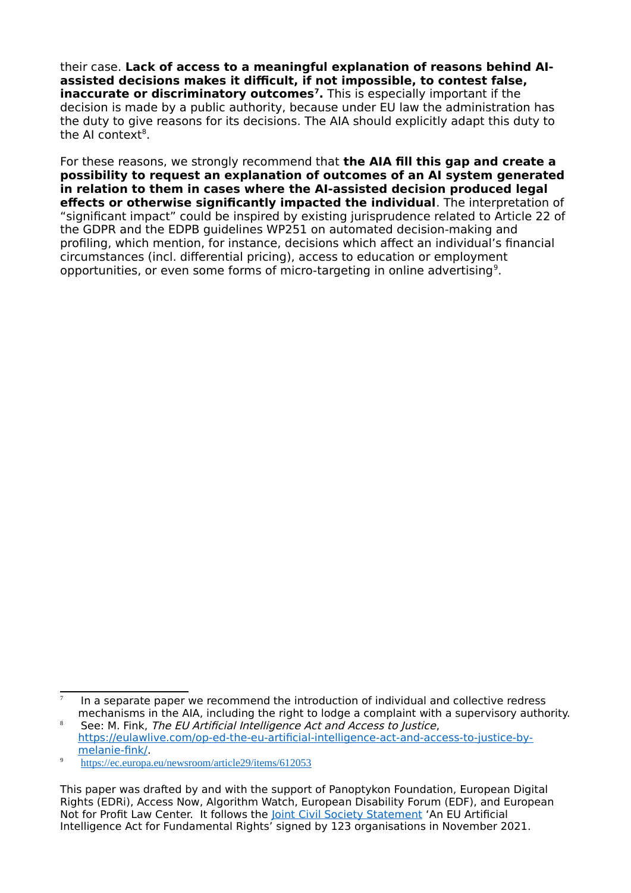their case. **Lack of access to a meaningful explanation of reasons behind AI-assisted decisions makes it difficult, if not impossible, to contest false, inaccurate or discriminatory outcomes[7].** This is especially important if the decision is made by a public authority, because under EU law the administration has the duty to give reasons for its decisions. The AIA should explicitly adapt this duty to the AI context[8].

For these reasons, we strongly recommend that **the AIA fill this gap and create a possibility to request an explanation of outcomes of an AI system generated in relation to them in cases where the AI-assisted decision produced legal effects or otherwise significantly impacted the individual**. The interpretation of "significant impact" could be inspired by existing jurisprudence related to Article 22 of the GDPR and the EDPB guidelines WP251 on automated decision-making and profiling, which mention, for instance, decisions which affect an individual's financial circumstances (incl. differential pricing), access to education or employment opportunities, or even some forms of micro-targeting in online advertising[9].

[7] In a separate paper we recommend the introduction of individual and collective redress mechanisms in the AIA, including the right to lodge a complaint with a supervisory authority.

[8] See: M. Fink, *The EU Artificial Intelligence Act and Access to Justice*, https://eulawlive.com/op-ed-the-eu-artificial-intelligence-act-and-access-to-justice-by-melanie-fink/.

[9] https://ec.europa.eu/newsroom/article29/items/612053

This paper was drafted by and with the support of Panoptykon Foundation, European Digital Rights (EDRi), Access Now, Algorithm Watch, European Disability Forum (EDF), and European Not for Profit Law Center. It follows the Joint Civil Society Statement 'An EU Artificial Intelligence Act for Fundamental Rights' signed by 123 organisations in November 2021.